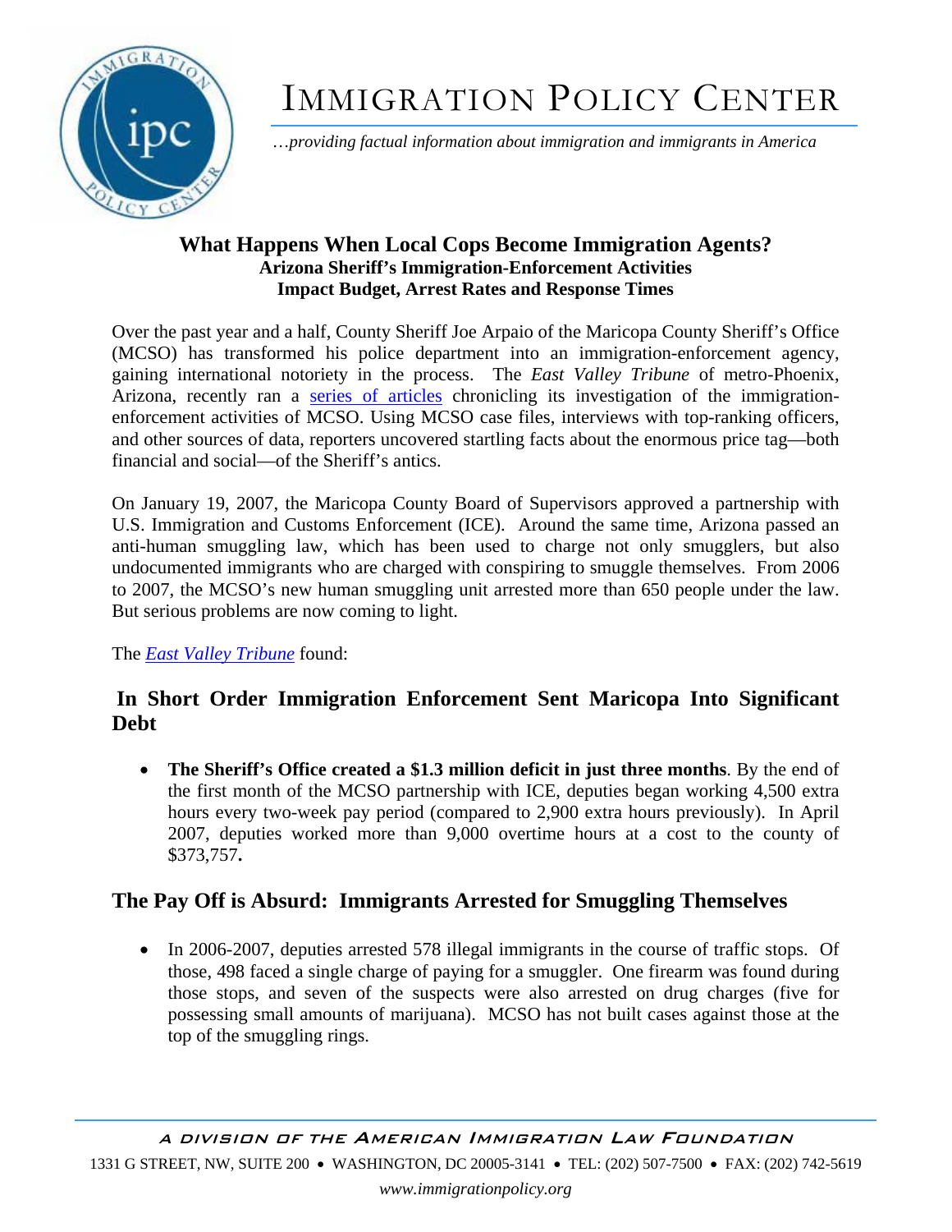# IMMIGRATION POLICY CENTER

*…providing factual information about immigration and immigrants in America*

## What Happens When Local Cops Become Immigration Agents?

### Arizona Sheriff's Immigration-Enforcement Activities Impact Budget, Arrest Rates and Response Times

Over the past year and a half, County Sheriff Joe Arpaio of the Maricopa County Sheriff's Office (MCSO) has transformed his police department into an immigration-enforcement agency, gaining international notoriety in the process. The *East Valley Tribune* of metro-Phoenix, Arizona, recently ran a series of articles chronicling its investigation of the immigration-enforcement activities of MCSO. Using MCSO case files, interviews with top-ranking officers, and other sources of data, reporters uncovered startling facts about the enormous price tag—both financial and social—of the Sheriff's antics.

On January 19, 2007, the Maricopa County Board of Supervisors approved a partnership with U.S. Immigration and Customs Enforcement (ICE). Around the same time, Arizona passed an anti-human smuggling law, which has been used to charge not only smugglers, but also undocumented immigrants who are charged with conspiring to smuggle themselves. From 2006 to 2007, the MCSO's new human smuggling unit arrested more than 650 people under the law. But serious problems are now coming to light.

The *East Valley Tribune* found:

## In Short Order Immigration Enforcement Sent Maricopa Into Significant Debt

- **The Sheriff's Office created a $1.3 million deficit in just three months**. By the end of the first month of the MCSO partnership with ICE, deputies began working 4,500 extra hours every two-week pay period (compared to 2,900 extra hours previously). In April 2007, deputies worked more than 9,000 overtime hours at a cost to the county of $373,757**.**

## The Pay Off is Absurd: Immigrants Arrested for Smuggling Themselves

- In 2006-2007, deputies arrested 578 illegal immigrants in the course of traffic stops. Of those, 498 faced a single charge of paying for a smuggler. One firearm was found during those stops, and seven of the suspects were also arrested on drug charges (five for possessing small amounts of marijuana). MCSO has not built cases against those at the top of the smuggling rings.

A DIVISION OF THE AMERICAN IMMIGRATION LAW FOUNDATION

1331 G STREET, NW, SUITE 200 • WASHINGTON, DC 20005-3141 • TEL: (202) 507-7500 • FAX: (202) 742-5619

*www.immigrationpolicy.org*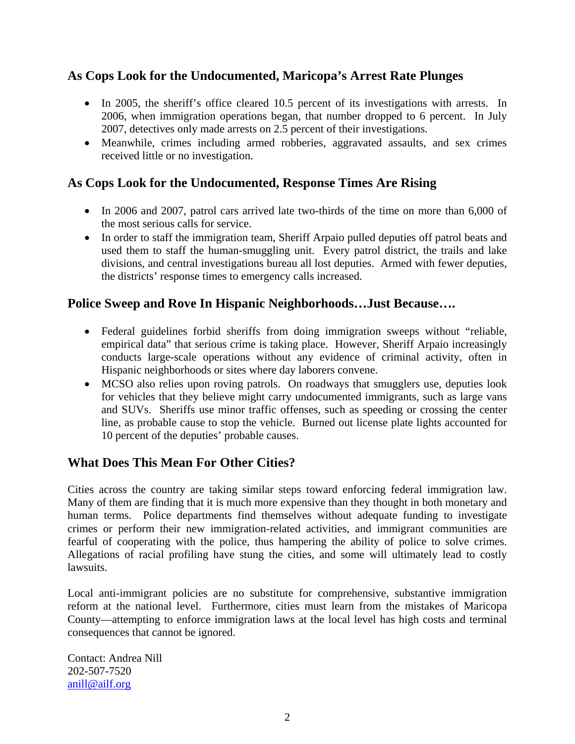## As Cops Look for the Undocumented, Maricopa's Arrest Rate Plunges

- In 2005, the sheriff's office cleared 10.5 percent of its investigations with arrests. In 2006, when immigration operations began, that number dropped to 6 percent. In July 2007, detectives only made arrests on 2.5 percent of their investigations.
- Meanwhile, crimes including armed robberies, aggravated assaults, and sex crimes received little or no investigation.

## As Cops Look for the Undocumented, Response Times Are Rising

- In 2006 and 2007, patrol cars arrived late two-thirds of the time on more than 6,000 of the most serious calls for service.
- In order to staff the immigration team, Sheriff Arpaio pulled deputies off patrol beats and used them to staff the human-smuggling unit. Every patrol district, the trails and lake divisions, and central investigations bureau all lost deputies. Armed with fewer deputies, the districts' response times to emergency calls increased.

## Police Sweep and Rove In Hispanic Neighborhoods…Just Because….

- Federal guidelines forbid sheriffs from doing immigration sweeps without "reliable, empirical data" that serious crime is taking place. However, Sheriff Arpaio increasingly conducts large-scale operations without any evidence of criminal activity, often in Hispanic neighborhoods or sites where day laborers convene.
- MCSO also relies upon roving patrols. On roadways that smugglers use, deputies look for vehicles that they believe might carry undocumented immigrants, such as large vans and SUVs. Sheriffs use minor traffic offenses, such as speeding or crossing the center line, as probable cause to stop the vehicle. Burned out license plate lights accounted for 10 percent of the deputies' probable causes.

## What Does This Mean For Other Cities?

Cities across the country are taking similar steps toward enforcing federal immigration law. Many of them are finding that it is much more expensive than they thought in both monetary and human terms. Police departments find themselves without adequate funding to investigate crimes or perform their new immigration-related activities, and immigrant communities are fearful of cooperating with the police, thus hampering the ability of police to solve crimes. Allegations of racial profiling have stung the cities, and some will ultimately lead to costly lawsuits.

Local anti-immigrant policies are no substitute for comprehensive, substantive immigration reform at the national level. Furthermore, cities must learn from the mistakes of Maricopa County—attempting to enforce immigration laws at the local level has high costs and terminal consequences that cannot be ignored.

Contact: Andrea Nill
202-507-7520
anill@ailf.org